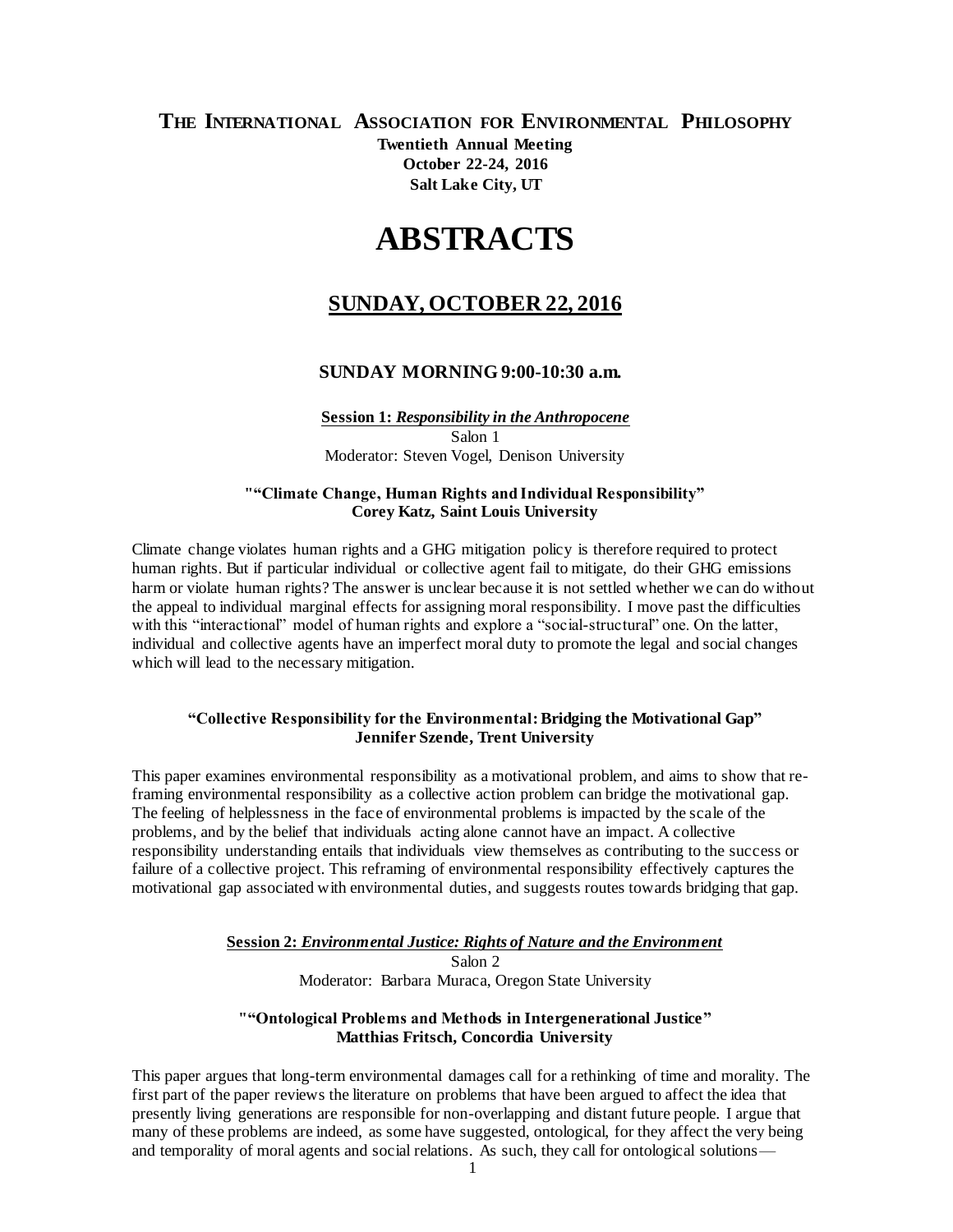# THE INTERNATIONAL ASSOCIATION FOR ENVIRONMENTAL PHILOSOPHY

**Twentieth Annual Meeting**
**October 22-24, 2016**
**Salt Lake City, UT**

# ABSTRACTS

## SUNDAY, OCTOBER 22, 2016

### SUNDAY MORNING 9:00-10:30 a.m.

**Session 1: *Responsibility in the Anthropocene***
Salon 1
Moderator: Steven Vogel, Denison University

**""Climate Change, Human Rights and Individual Responsibility"**
**Corey Katz, Saint Louis University**

Climate change violates human rights and a GHG mitigation policy is therefore required to protect human rights. But if particular individual or collective agent fail to mitigate, do their GHG emissions harm or violate human rights? The answer is unclear because it is not settled whether we can do without the appeal to individual marginal effects for assigning moral responsibility. I move past the difficulties with this "interactional" model of human rights and explore a "social-structural" one. On the latter, individual and collective agents have an imperfect moral duty to promote the legal and social changes which will lead to the necessary mitigation.

**"Collective Responsibility for the Environmental: Bridging the Motivational Gap"**
**Jennifer Szende, Trent University**

This paper examines environmental responsibility as a motivational problem, and aims to show that re-framing environmental responsibility as a collective action problem can bridge the motivational gap. The feeling of helplessness in the face of environmental problems is impacted by the scale of the problems, and by the belief that individuals acting alone cannot have an impact. A collective responsibility understanding entails that individuals view themselves as contributing to the success or failure of a collective project. This reframing of environmental responsibility effectively captures the motivational gap associated with environmental duties, and suggests routes towards bridging that gap.

**Session 2: *Environmental Justice: Rights of Nature and the Environment***
Salon 2
Moderator: Barbara Muraca, Oregon State University

**""Ontological Problems and Methods in Intergenerational Justice"**
**Matthias Fritsch, Concordia University**

This paper argues that long-term environmental damages call for a rethinking of time and morality. The first part of the paper reviews the literature on problems that have been argued to affect the idea that presently living generations are responsible for non-overlapping and distant future people. I argue that many of these problems are indeed, as some have suggested, ontological, for they affect the very being and temporality of moral agents and social relations. As such, they call for ontological solutions—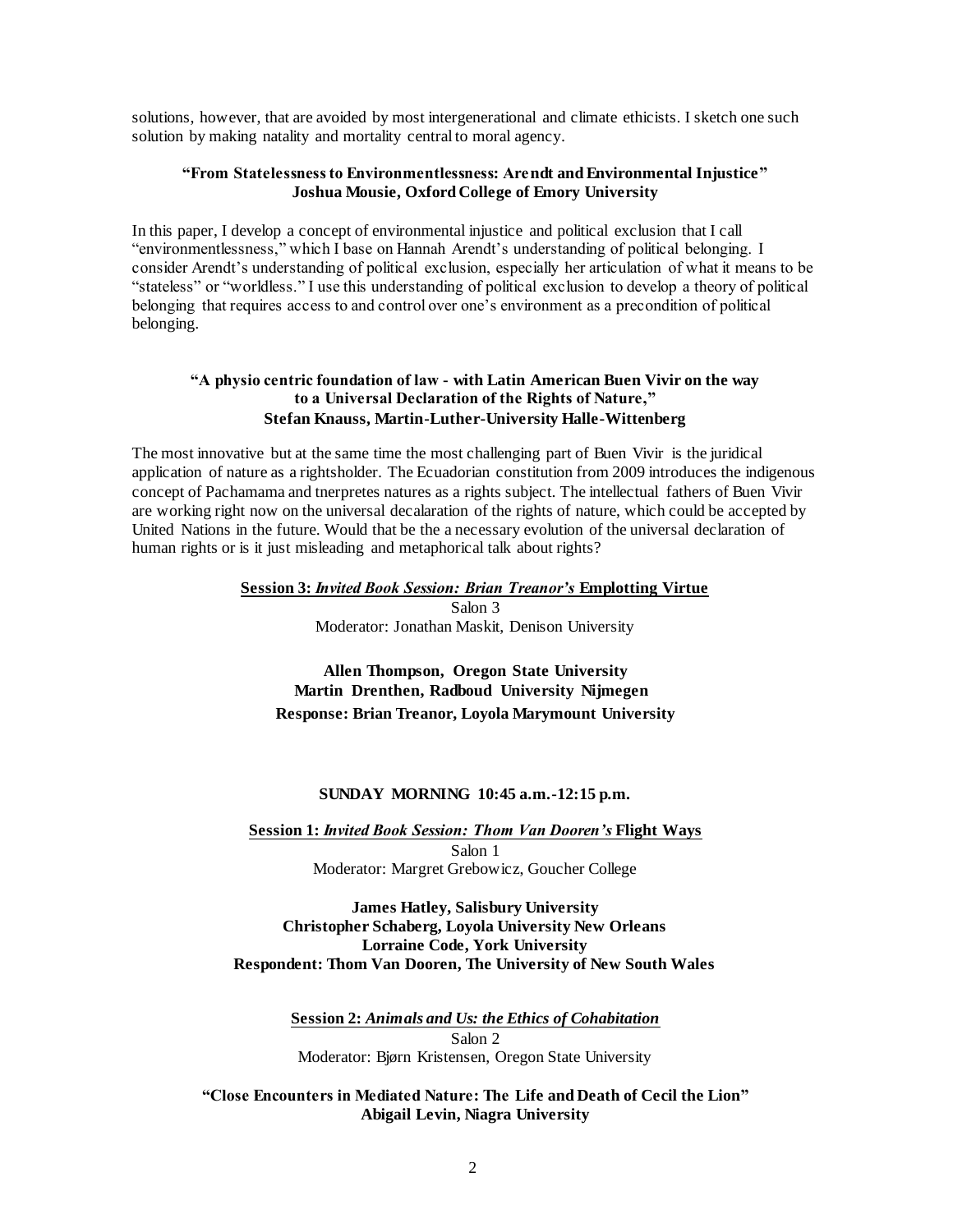solutions, however, that are avoided by most intergenerational and climate ethicists. I sketch one such solution by making natality and mortality central to moral agency.

**"From Statelessness to Environmentlessness: Arendt and Environmental Injustice"**
**Joshua Mousie, Oxford College of Emory University**

In this paper, I develop a concept of environmental injustice and political exclusion that I call "environmentlessness," which I base on Hannah Arendt's understanding of political belonging. I consider Arendt's understanding of political exclusion, especially her articulation of what it means to be "stateless" or "worldless." I use this understanding of political exclusion to develop a theory of political belonging that requires access to and control over one's environment as a precondition of political belonging.

**"A physio centric foundation of law - with Latin American Buen Vivir on the way to a Universal Declaration of the Rights of Nature,"**
**Stefan Knauss, Martin-Luther-University Halle-Wittenberg**

The most innovative but at the same time the most challenging part of Buen Vivir is the juridical application of nature as a rightsholder. The Ecuadorian constitution from 2009 introduces the indigenous concept of Pachamama and tnerpretes natures as a rights subject. The intellectual fathers of Buen Vivir are working right now on the universal decalaration of the rights of nature, which could be accepted by United Nations in the future. Would that be the a necessary evolution of the universal declaration of human rights or is it just misleading and metaphorical talk about rights?

**Session 3: *Invited Book Session: Brian Treanor's* Emplotting Virtue**
Salon 3
Moderator: Jonathan Maskit, Denison University

**Allen Thompson, Oregon State University**
**Martin Drenthen, Radboud University Nijmegen**
**Response: Brian Treanor, Loyola Marymount University**

**SUNDAY MORNING 10:45 a.m.-12:15 p.m.**

**Session 1: *Invited Book Session: Thom Van Dooren's* Flight Ways**
Salon 1
Moderator: Margret Grebowicz, Goucher College

**James Hatley, Salisbury University**
**Christopher Schaberg, Loyola University New Orleans**
**Lorraine Code, York University**
**Respondent: Thom Van Dooren, The University of New South Wales**

**Session 2: *Animals and Us: the Ethics of Cohabitation***
Salon 2
Moderator: Bjørn Kristensen, Oregon State University

**"Close Encounters in Mediated Nature: The Life and Death of Cecil the Lion"**
**Abigail Levin, Niagra University**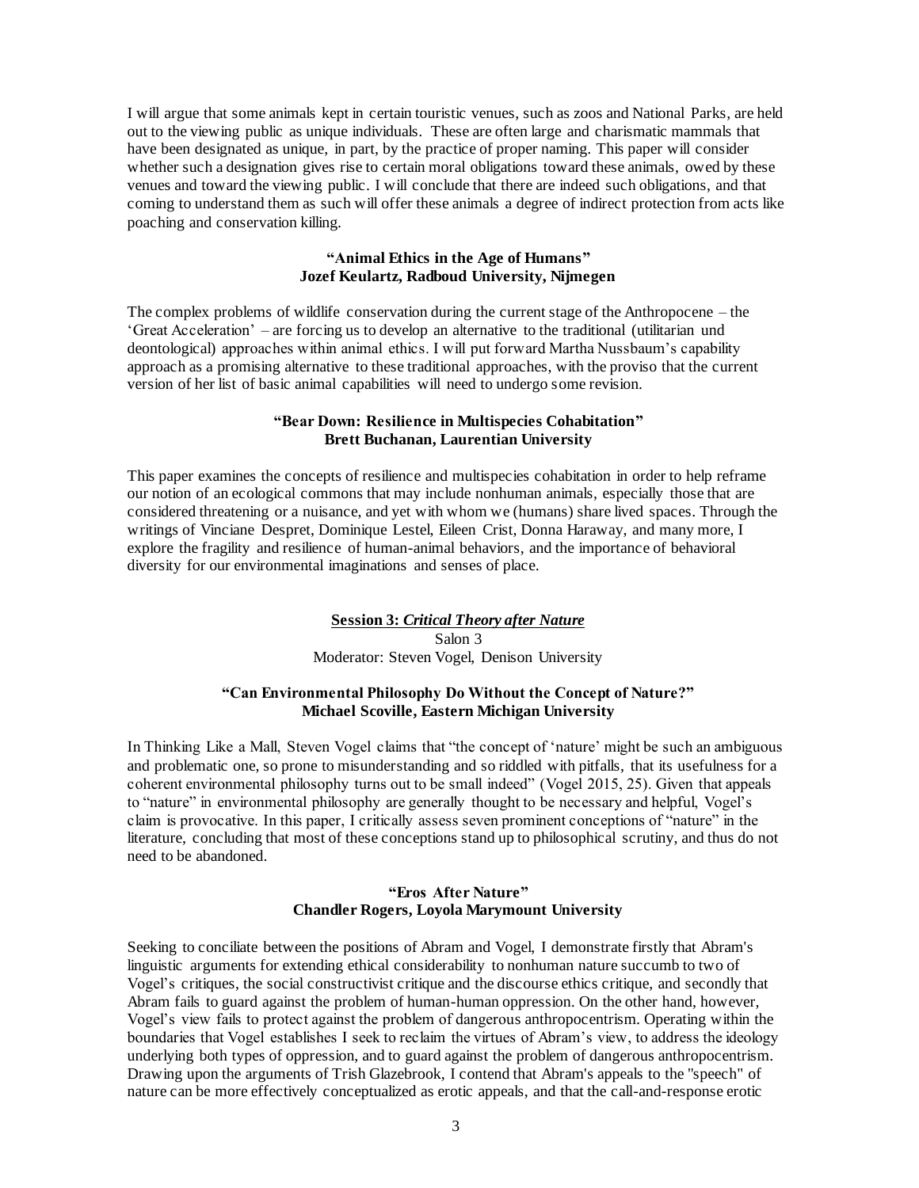I will argue that some animals kept in certain touristic venues, such as zoos and National Parks, are held out to the viewing public as unique individuals. These are often large and charismatic mammals that have been designated as unique, in part, by the practice of proper naming. This paper will consider whether such a designation gives rise to certain moral obligations toward these animals, owed by these venues and toward the viewing public. I will conclude that there are indeed such obligations, and that coming to understand them as such will offer these animals a degree of indirect protection from acts like poaching and conservation killing.

**"Animal Ethics in the Age of Humans"**
**Jozef Keulartz, Radboud University, Nijmegen**

The complex problems of wildlife conservation during the current stage of the Anthropocene – the 'Great Acceleration' – are forcing us to develop an alternative to the traditional (utilitarian und deontological) approaches within animal ethics. I will put forward Martha Nussbaum's capability approach as a promising alternative to these traditional approaches, with the proviso that the current version of her list of basic animal capabilities will need to undergo some revision.

**"Bear Down: Resilience in Multispecies Cohabitation"**
**Brett Buchanan, Laurentian University**

This paper examines the concepts of resilience and multispecies cohabitation in order to help reframe our notion of an ecological commons that may include nonhuman animals, especially those that are considered threatening or a nuisance, and yet with whom we (humans) share lived spaces. Through the writings of Vinciane Despret, Dominique Lestel, Eileen Crist, Donna Haraway, and many more, I explore the fragility and resilience of human-animal behaviors, and the importance of behavioral diversity for our environmental imaginations and senses of place.

**Session 3: *Critical Theory after Nature***
Salon 3
Moderator: Steven Vogel, Denison University

**"Can Environmental Philosophy Do Without the Concept of Nature?"**
**Michael Scoville, Eastern Michigan University**

In Thinking Like a Mall, Steven Vogel claims that "the concept of 'nature' might be such an ambiguous and problematic one, so prone to misunderstanding and so riddled with pitfalls, that its usefulness for a coherent environmental philosophy turns out to be small indeed" (Vogel 2015, 25). Given that appeals to "nature" in environmental philosophy are generally thought to be necessary and helpful, Vogel's claim is provocative. In this paper, I critically assess seven prominent conceptions of "nature" in the literature, concluding that most of these conceptions stand up to philosophical scrutiny, and thus do not need to be abandoned.

**"Eros After Nature"**
**Chandler Rogers, Loyola Marymount University**

Seeking to conciliate between the positions of Abram and Vogel, I demonstrate firstly that Abram's linguistic arguments for extending ethical considerability to nonhuman nature succumb to two of Vogel's critiques, the social constructivist critique and the discourse ethics critique, and secondly that Abram fails to guard against the problem of human-human oppression. On the other hand, however, Vogel's view fails to protect against the problem of dangerous anthropocentrism. Operating within the boundaries that Vogel establishes I seek to reclaim the virtues of Abram's view, to address the ideology underlying both types of oppression, and to guard against the problem of dangerous anthropocentrism. Drawing upon the arguments of Trish Glazebrook, I contend that Abram's appeals to the "speech" of nature can be more effectively conceptualized as erotic appeals, and that the call-and-response erotic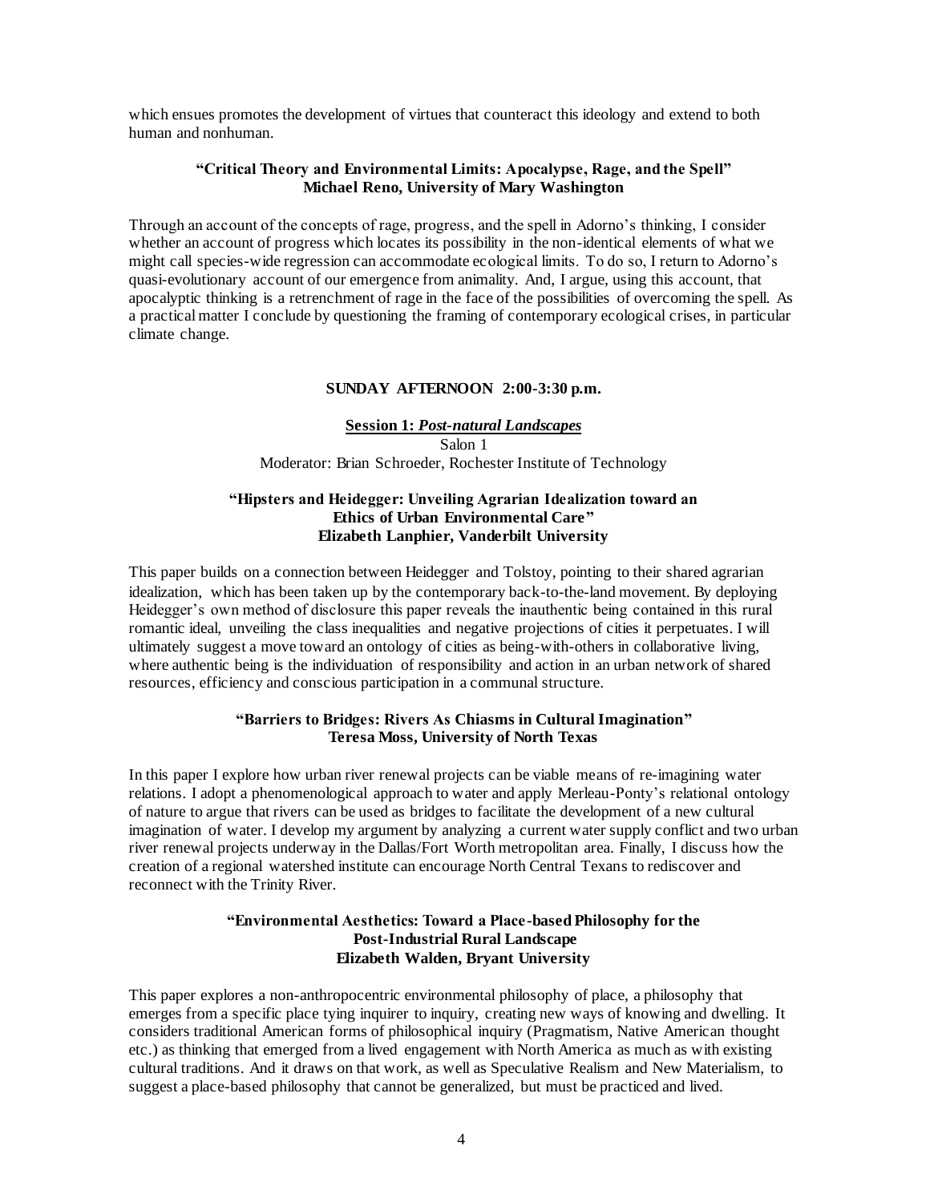which ensues promotes the development of virtues that counteract this ideology and extend to both human and nonhuman.

**"Critical Theory and Environmental Limits: Apocalypse, Rage, and the Spell"**
**Michael Reno, University of Mary Washington**

Through an account of the concepts of rage, progress, and the spell in Adorno's thinking, I consider whether an account of progress which locates its possibility in the non-identical elements of what we might call species-wide regression can accommodate ecological limits. To do so, I return to Adorno's quasi-evolutionary account of our emergence from animality. And, I argue, using this account, that apocalyptic thinking is a retrenchment of rage in the face of the possibilities of overcoming the spell. As a practical matter I conclude by questioning the framing of contemporary ecological crises, in particular climate change.

## SUNDAY AFTERNOON 2:00-3:30 p.m.

### Session 1: *Post-natural Landscapes*

Salon 1
Moderator: Brian Schroeder, Rochester Institute of Technology

**"Hipsters and Heidegger: Unveiling Agrarian Idealization toward an Ethics of Urban Environmental Care"**
**Elizabeth Lanphier, Vanderbilt University**

This paper builds on a connection between Heidegger and Tolstoy, pointing to their shared agrarian idealization, which has been taken up by the contemporary back-to-the-land movement. By deploying Heidegger's own method of disclosure this paper reveals the inauthentic being contained in this rural romantic ideal, unveiling the class inequalities and negative projections of cities it perpetuates. I will ultimately suggest a move toward an ontology of cities as being-with-others in collaborative living, where authentic being is the individuation of responsibility and action in an urban network of shared resources, efficiency and conscious participation in a communal structure.

**"Barriers to Bridges: Rivers As Chiasms in Cultural Imagination"**
**Teresa Moss, University of North Texas**

In this paper I explore how urban river renewal projects can be viable means of re-imagining water relations. I adopt a phenomenological approach to water and apply Merleau-Ponty's relational ontology of nature to argue that rivers can be used as bridges to facilitate the development of a new cultural imagination of water. I develop my argument by analyzing a current water supply conflict and two urban river renewal projects underway in the Dallas/Fort Worth metropolitan area. Finally, I discuss how the creation of a regional watershed institute can encourage North Central Texans to rediscover and reconnect with the Trinity River.

**"Environmental Aesthetics: Toward a Place-based Philosophy for the Post-Industrial Rural Landscape**
**Elizabeth Walden, Bryant University**

This paper explores a non-anthropocentric environmental philosophy of place, a philosophy that emerges from a specific place tying inquirer to inquiry, creating new ways of knowing and dwelling. It considers traditional American forms of philosophical inquiry (Pragmatism, Native American thought etc.) as thinking that emerged from a lived engagement with North America as much as with existing cultural traditions. And it draws on that work, as well as Speculative Realism and New Materialism, to suggest a place-based philosophy that cannot be generalized, but must be practiced and lived.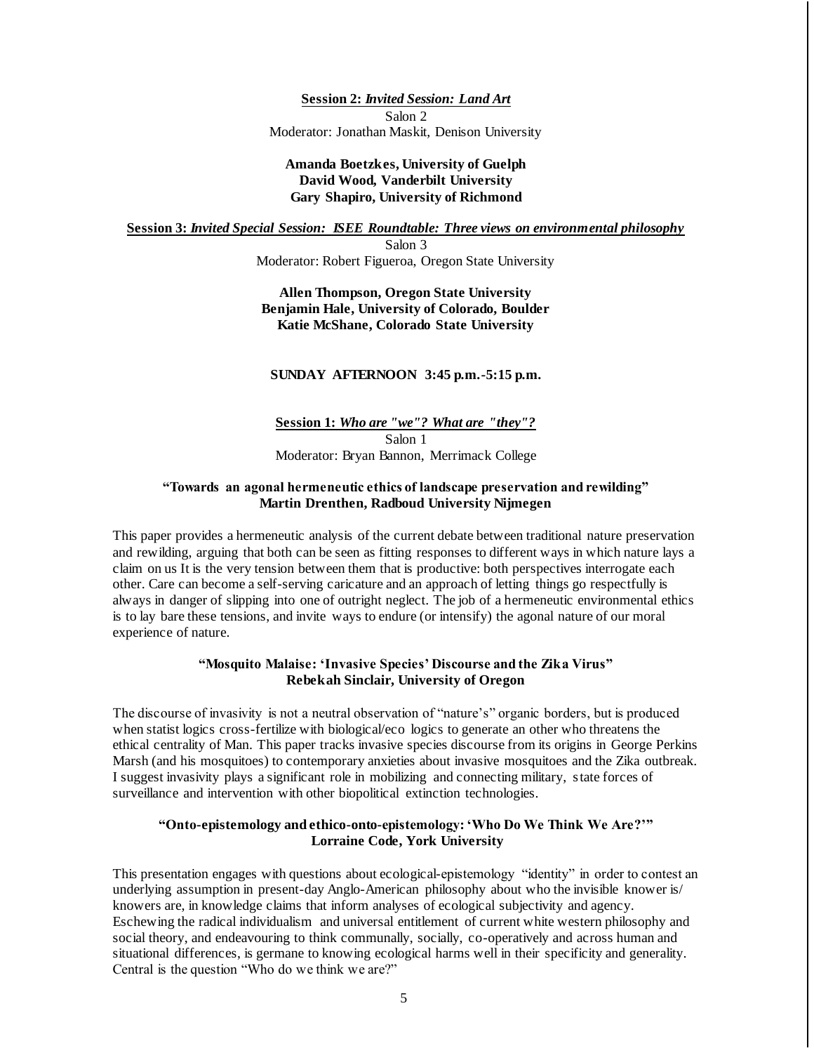**Session 2:** ***Invited Session: Land Art***
Salon 2
Moderator: Jonathan Maskit, Denison University

**Amanda Boetzkes, University of Guelph**
**David Wood, Vanderbilt University**
**Gary Shapiro, University of Richmond**

**Session 3:** ***Invited Special Session: ISEE Roundtable: Three views on environmental philosophy***
Salon 3
Moderator: Robert Figueroa, Oregon State University

**Allen Thompson, Oregon State University**
**Benjamin Hale, University of Colorado, Boulder**
**Katie McShane, Colorado State University**

## SUNDAY AFTERNOON 3:45 p.m.-5:15 p.m.

**Session 1:** ***Who are "we"? What are "they"?***
Salon 1
Moderator: Bryan Bannon, Merrimack College

**"Towards an agonal hermeneutic ethics of landscape preservation and rewilding"**
**Martin Drenthen, Radboud University Nijmegen**

This paper provides a hermeneutic analysis of the current debate between traditional nature preservation and rewilding, arguing that both can be seen as fitting responses to different ways in which nature lays a claim on us It is the very tension between them that is productive: both perspectives interrogate each other. Care can become a self-serving caricature and an approach of letting things go respectfully is always in danger of slipping into one of outright neglect. The job of a hermeneutic environmental ethics is to lay bare these tensions, and invite ways to endure (or intensify) the agonal nature of our moral experience of nature.

**"Mosquito Malaise: 'Invasive Species' Discourse and the Zika Virus"**
**Rebekah Sinclair, University of Oregon**

The discourse of invasivity is not a neutral observation of "nature's" organic borders, but is produced when statist logics cross-fertilize with biological/eco logics to generate an other who threatens the ethical centrality of Man. This paper tracks invasive species discourse from its origins in George Perkins Marsh (and his mosquitoes) to contemporary anxieties about invasive mosquitoes and the Zika outbreak. I suggest invasivity plays a significant role in mobilizing and connecting military, state forces of surveillance and intervention with other biopolitical extinction technologies.

**"Onto-epistemology and ethico-onto-epistemology: 'Who Do We Think We Are?'"**
**Lorraine Code, York University**

This presentation engages with questions about ecological-epistemology "identity" in order to contest an underlying assumption in present-day Anglo-American philosophy about who the invisible knower is/ knowers are, in knowledge claims that inform analyses of ecological subjectivity and agency. Eschewing the radical individualism and universal entitlement of current white western philosophy and social theory, and endeavouring to think communally, socially, co-operatively and across human and situational differences, is germane to knowing ecological harms well in their specificity and generality. Central is the question "Who do we think we are?"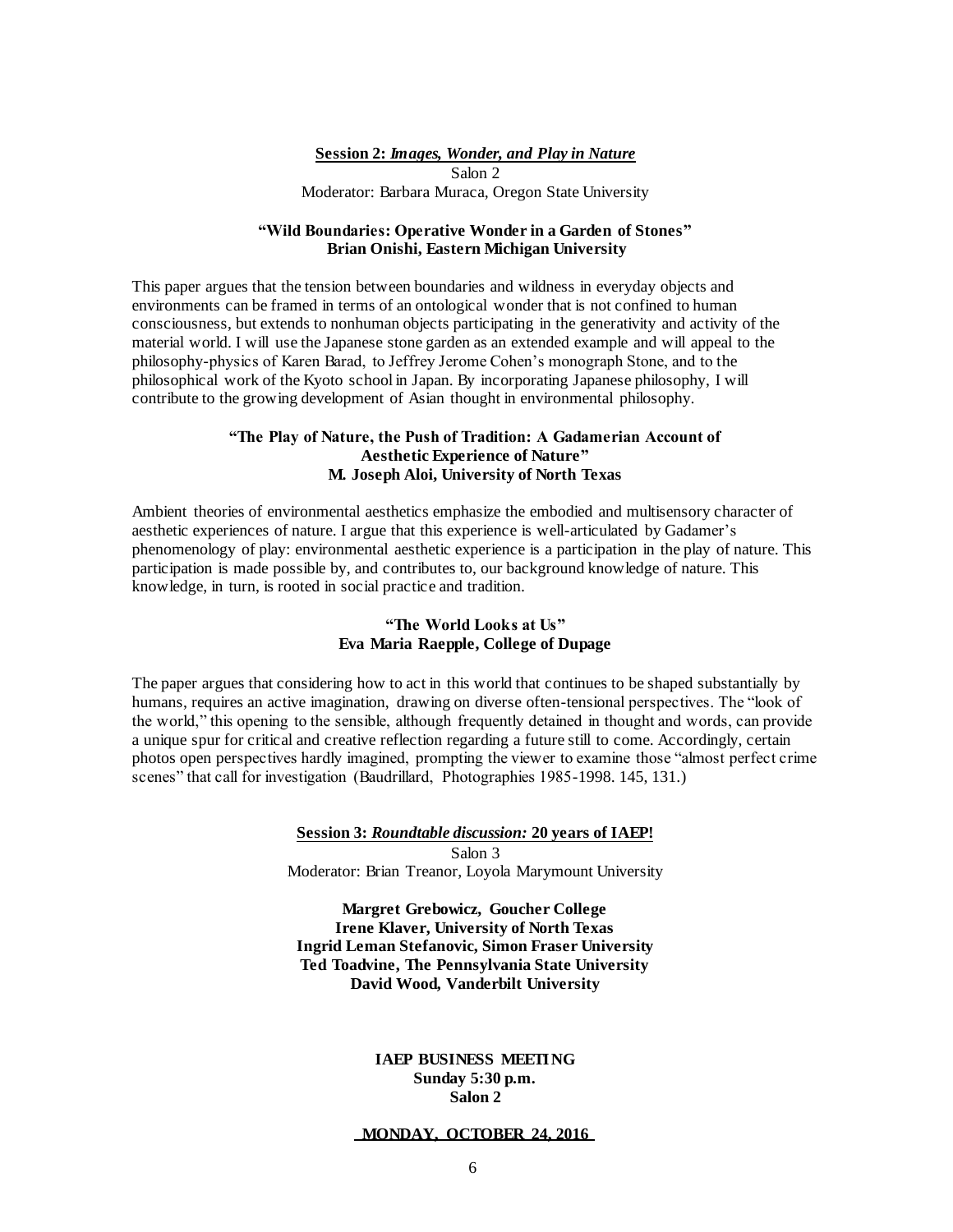**Session 2: *Images, Wonder, and Play in Nature***

Salon 2

Moderator: Barbara Muraca, Oregon State University

**"Wild Boundaries: Operative Wonder in a Garden of Stones"**
**Brian Onishi, Eastern Michigan University**

This paper argues that the tension between boundaries and wildness in everyday objects and environments can be framed in terms of an ontological wonder that is not confined to human consciousness, but extends to nonhuman objects participating in the generativity and activity of the material world. I will use the Japanese stone garden as an extended example and will appeal to the philosophy-physics of Karen Barad, to Jeffrey Jerome Cohen's monograph Stone, and to the philosophical work of the Kyoto school in Japan. By incorporating Japanese philosophy, I will contribute to the growing development of Asian thought in environmental philosophy.

**"The Play of Nature, the Push of Tradition: A Gadamerian Account of Aesthetic Experience of Nature"**
**M. Joseph Aloi, University of North Texas**

Ambient theories of environmental aesthetics emphasize the embodied and multisensory character of aesthetic experiences of nature. I argue that this experience is well-articulated by Gadamer's phenomenology of play: environmental aesthetic experience is a participation in the play of nature. This participation is made possible by, and contributes to, our background knowledge of nature. This knowledge, in turn, is rooted in social practice and tradition.

**"The World Looks at Us"**
**Eva Maria Raepple, College of Dupage**

The paper argues that considering how to act in this world that continues to be shaped substantially by humans, requires an active imagination, drawing on diverse often-tensional perspectives. The "look of the world," this opening to the sensible, although frequently detained in thought and words, can provide a unique spur for critical and creative reflection regarding a future still to come. Accordingly, certain photos open perspectives hardly imagined, prompting the viewer to examine those "almost perfect crime scenes" that call for investigation (Baudrillard, Photographies 1985-1998. 145, 131.)

**Session 3: *Roundtable discussion:* 20 years of IAEP!**

Salon 3

Moderator: Brian Treanor, Loyola Marymount University

**Margret Grebowicz, Goucher College**
**Irene Klaver, University of North Texas**
**Ingrid Leman Stefanovic, Simon Fraser University**
**Ted Toadvine, The Pennsylvania State University**
**David Wood, Vanderbilt University**

**IAEP BUSINESS MEETING**
**Sunday 5:30 p.m.**
**Salon 2**

**MONDAY, OCTOBER 24, 2016**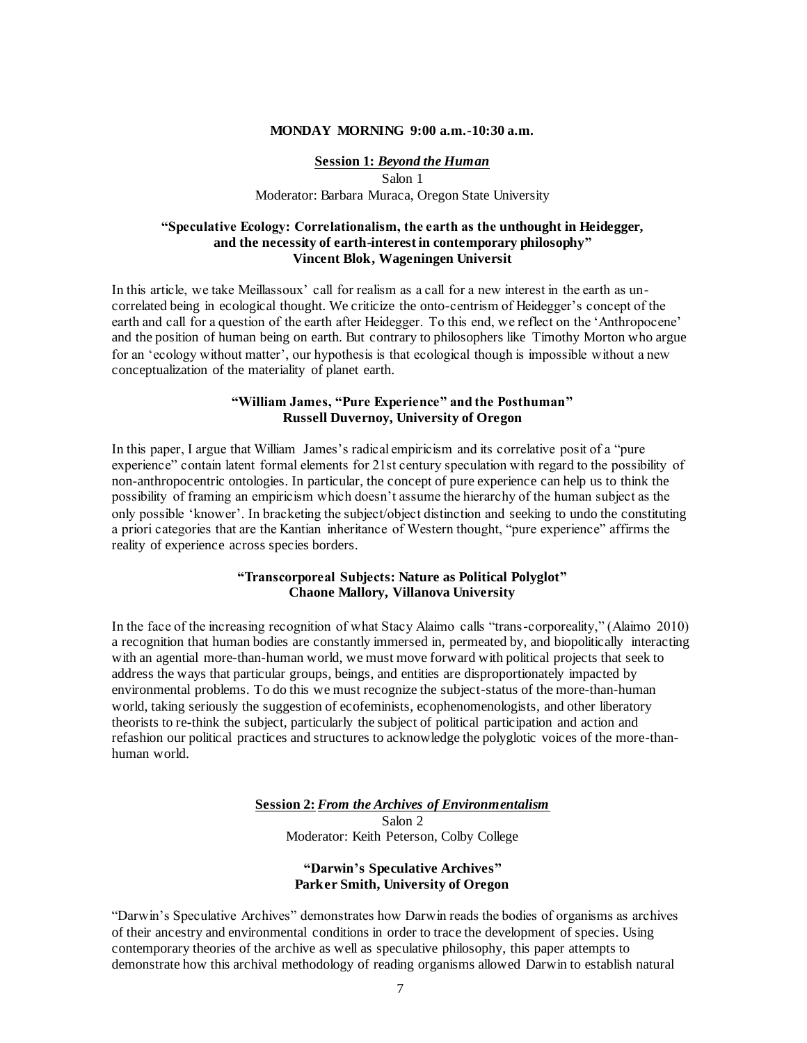**MONDAY MORNING 9:00 a.m.-10:30 a.m.**

**Session 1: *Beyond the Human***

Salon 1

Moderator: Barbara Muraca, Oregon State University

**"Speculative Ecology: Correlationalism, the earth as the unthought in Heidegger, and the necessity of earth-interest in contemporary philosophy"**
**Vincent Blok, Wageningen Universit**

In this article, we take Meillassoux' call for realism as a call for a new interest in the earth as un-correlated being in ecological thought. We criticize the onto-centrism of Heidegger's concept of the earth and call for a question of the earth after Heidegger. To this end, we reflect on the 'Anthropocene' and the position of human being on earth. But contrary to philosophers like Timothy Morton who argue for an 'ecology without matter', our hypothesis is that ecological though is impossible without a new conceptualization of the materiality of planet earth.

**"William James, "Pure Experience" and the Posthuman"**
**Russell Duvernoy, University of Oregon**

In this paper, I argue that William James's radical empiricism and its correlative posit of a "pure experience" contain latent formal elements for 21st century speculation with regard to the possibility of non-anthropocentric ontologies. In particular, the concept of pure experience can help us to think the possibility of framing an empiricism which doesn't assume the hierarchy of the human subject as the only possible 'knower'. In bracketing the subject/object distinction and seeking to undo the constituting a priori categories that are the Kantian inheritance of Western thought, "pure experience" affirms the reality of experience across species borders.

**"Transcorporeal Subjects: Nature as Political Polyglot"**
**Chaone Mallory, Villanova University**

In the face of the increasing recognition of what Stacy Alaimo calls "trans-corporeality," (Alaimo 2010) a recognition that human bodies are constantly immersed in, permeated by, and biopolitically interacting with an agential more-than-human world, we must move forward with political projects that seek to address the ways that particular groups, beings, and entities are disproportionately impacted by environmental problems. To do this we must recognize the subject-status of the more-than-human world, taking seriously the suggestion of ecofeminists, ecophenomenologists, and other liberatory theorists to re-think the subject, particularly the subject of political participation and action and refashion our political practices and structures to acknowledge the polyglotic voices of the more-than-human world.

**Session 2: *From the Archives of Environmentalism***

Salon 2

Moderator: Keith Peterson, Colby College

**"Darwin's Speculative Archives"**
**Parker Smith, University of Oregon**

"Darwin's Speculative Archives" demonstrates how Darwin reads the bodies of organisms as archives of their ancestry and environmental conditions in order to trace the development of species. Using contemporary theories of the archive as well as speculative philosophy, this paper attempts to demonstrate how this archival methodology of reading organisms allowed Darwin to establish natural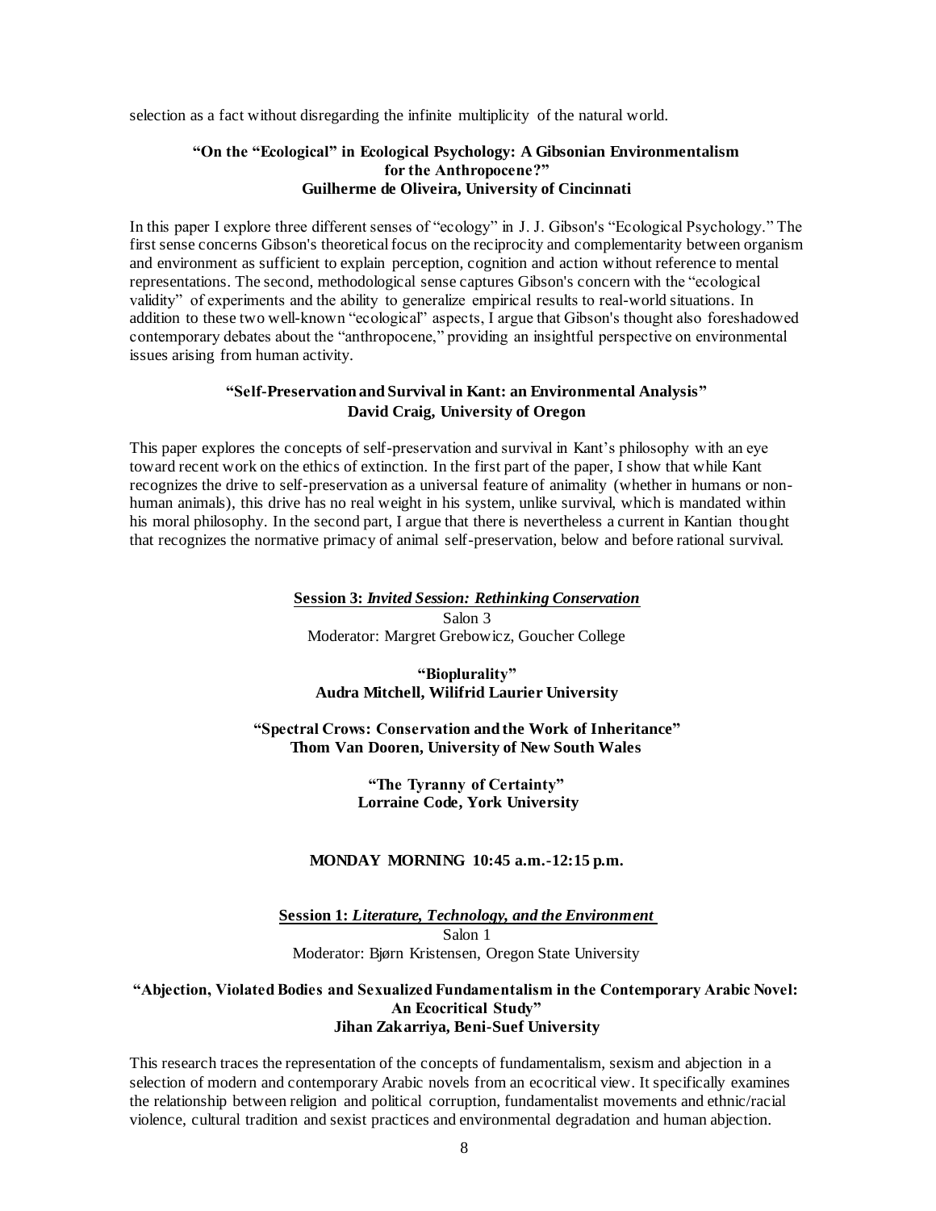selection as a fact without disregarding the infinite multiplicity of the natural world.

**"On the "Ecological" in Ecological Psychology: A Gibsonian Environmentalism for the Anthropocene?"**
**Guilherme de Oliveira, University of Cincinnati**

In this paper I explore three different senses of "ecology" in J. J. Gibson's "Ecological Psychology." The first sense concerns Gibson's theoretical focus on the reciprocity and complementarity between organism and environment as sufficient to explain perception, cognition and action without reference to mental representations. The second, methodological sense captures Gibson's concern with the "ecological validity" of experiments and the ability to generalize empirical results to real-world situations. In addition to these two well-known "ecological" aspects, I argue that Gibson's thought also foreshadowed contemporary debates about the "anthropocene," providing an insightful perspective on environmental issues arising from human activity.

**"Self-Preservation and Survival in Kant: an Environmental Analysis"**
**David Craig, University of Oregon**

This paper explores the concepts of self-preservation and survival in Kant's philosophy with an eye toward recent work on the ethics of extinction. In the first part of the paper, I show that while Kant recognizes the drive to self-preservation as a universal feature of animality (whether in humans or non-human animals), this drive has no real weight in his system, unlike survival, which is mandated within his moral philosophy. In the second part, I argue that there is nevertheless a current in Kantian thought that recognizes the normative primacy of animal self-preservation, below and before rational survival.

**Session 3: *Invited Session: Rethinking Conservation***
Salon 3
Moderator: Margret Grebowicz, Goucher College

**"Bioplurality"**
**Audra Mitchell, Wilifrid Laurier University**

**"Spectral Crows: Conservation and the Work of Inheritance"**
**Thom Van Dooren, University of New South Wales**

**"The Tyranny of Certainty"**
**Lorraine Code, York University**

**MONDAY MORNING 10:45 a.m.-12:15 p.m.**

**Session 1: *Literature, Technology, and the Environment***
Salon 1
Moderator: Bjørn Kristensen, Oregon State University

**"Abjection, Violated Bodies and Sexualized Fundamentalism in the Contemporary Arabic Novel: An Ecocritical Study"**
**Jihan Zakarriya, Beni-Suef University**

This research traces the representation of the concepts of fundamentalism, sexism and abjection in a selection of modern and contemporary Arabic novels from an ecocritical view. It specifically examines the relationship between religion and political corruption, fundamentalist movements and ethnic/racial violence, cultural tradition and sexist practices and environmental degradation and human abjection.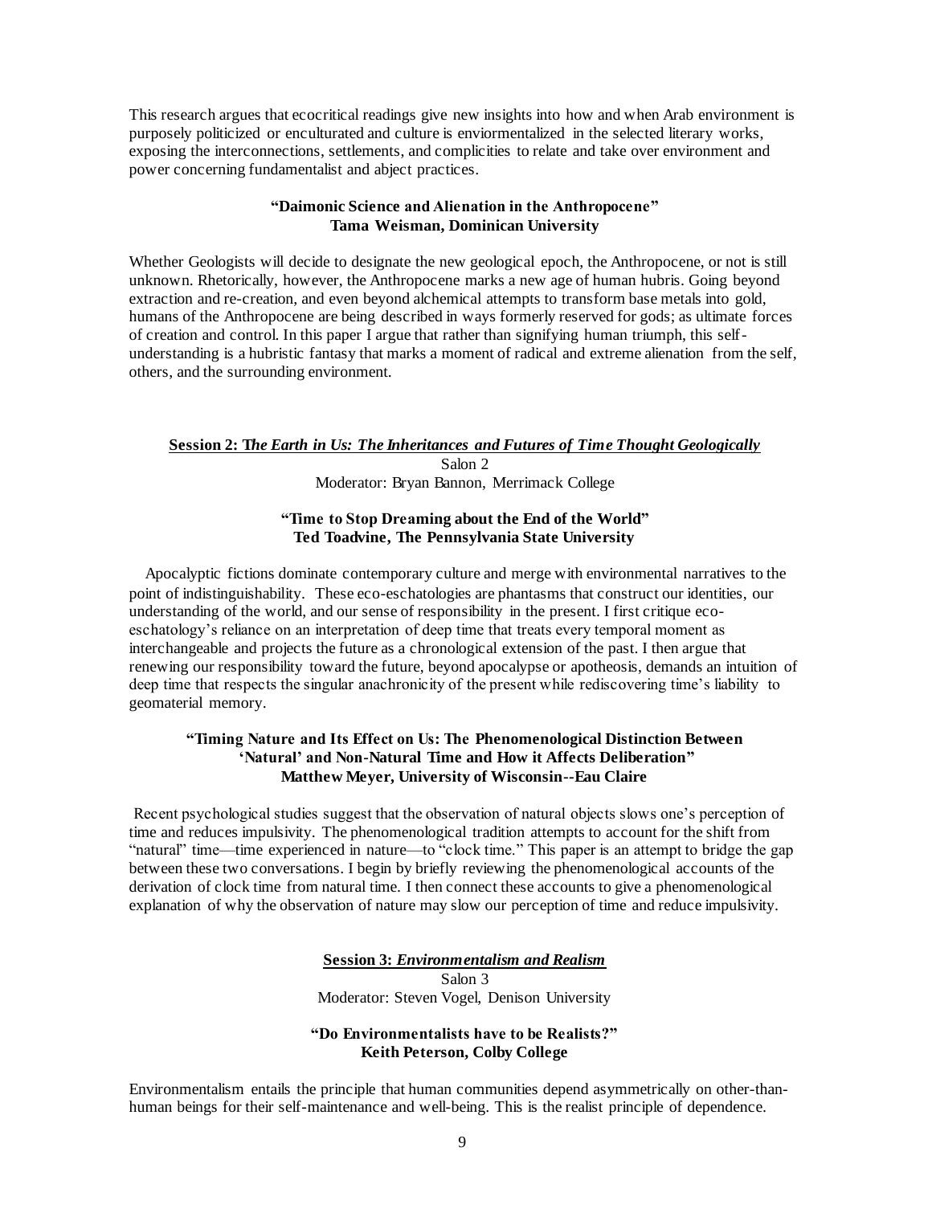This research argues that ecocritical readings give new insights into how and when Arab environment is purposely politicized or enculturated and culture is enviormentalized in the selected literary works, exposing the interconnections, settlements, and complicities to relate and take over environment and power concerning fundamentalist and abject practices.

**"Daimonic Science and Alienation in the Anthropocene"**
**Tama Weisman, Dominican University**

Whether Geologists will decide to designate the new geological epoch, the Anthropocene, or not is still unknown. Rhetorically, however, the Anthropocene marks a new age of human hubris. Going beyond extraction and re-creation, and even beyond alchemical attempts to transform base metals into gold, humans of the Anthropocene are being described in ways formerly reserved for gods; as ultimate forces of creation and control. In this paper I argue that rather than signifying human triumph, this self-understanding is a hubristic fantasy that marks a moment of radical and extreme alienation from the self, others, and the surrounding environment.

## Session 2: *The Earth in Us: The Inheritances and Futures of Time Thought Geologically*

Salon 2
Moderator: Bryan Bannon, Merrimack College

**"Time to Stop Dreaming about the End of the World"**
**Ted Toadvine, The Pennsylvania State University**

Apocalyptic fictions dominate contemporary culture and merge with environmental narratives to the point of indistinguishability. These eco-eschatologies are phantasms that construct our identities, our understanding of the world, and our sense of responsibility in the present. I first critique eco-eschatology's reliance on an interpretation of deep time that treats every temporal moment as interchangeable and projects the future as a chronological extension of the past. I then argue that renewing our responsibility toward the future, beyond apocalypse or apotheosis, demands an intuition of deep time that respects the singular anachronicity of the present while rediscovering time's liability to geomaterial memory.

**"Timing Nature and Its Effect on Us: The Phenomenological Distinction Between 'Natural' and Non-Natural Time and How it Affects Deliberation"**
**Matthew Meyer, University of Wisconsin--Eau Claire**

Recent psychological studies suggest that the observation of natural objects slows one's perception of time and reduces impulsivity. The phenomenological tradition attempts to account for the shift from "natural" time—time experienced in nature—to "clock time." This paper is an attempt to bridge the gap between these two conversations. I begin by briefly reviewing the phenomenological accounts of the derivation of clock time from natural time. I then connect these accounts to give a phenomenological explanation of why the observation of nature may slow our perception of time and reduce impulsivity.

## Session 3: *Environmentalism and Realism*

Salon 3
Moderator: Steven Vogel, Denison University

**"Do Environmentalists have to be Realists?"**
**Keith Peterson, Colby College**

Environmentalism entails the principle that human communities depend asymmetrically on other-than-human beings for their self-maintenance and well-being. This is the realist principle of dependence.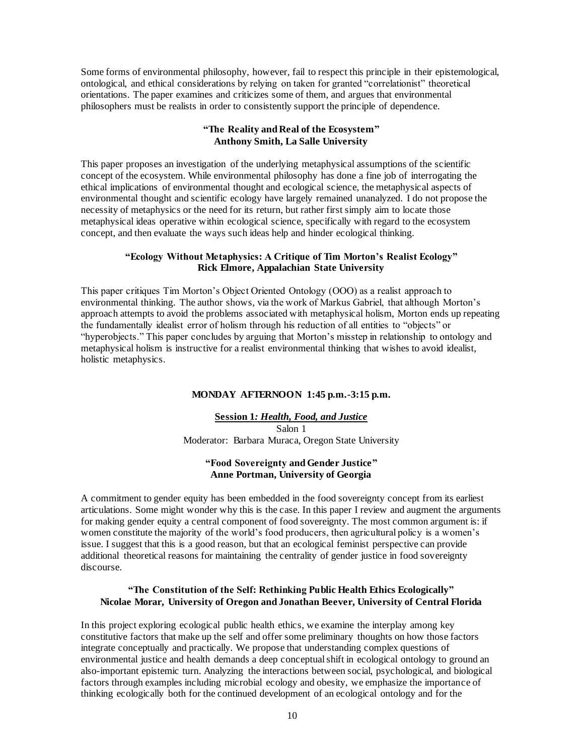Some forms of environmental philosophy, however, fail to respect this principle in their epistemological, ontological, and ethical considerations by relying on taken for granted "correlationist" theoretical orientations. The paper examines and criticizes some of them, and argues that environmental philosophers must be realists in order to consistently support the principle of dependence.

**"The Reality and Real of the Ecosystem"**
**Anthony Smith, La Salle University**

This paper proposes an investigation of the underlying metaphysical assumptions of the scientific concept of the ecosystem. While environmental philosophy has done a fine job of interrogating the ethical implications of environmental thought and ecological science, the metaphysical aspects of environmental thought and scientific ecology have largely remained unanalyzed. I do not propose the necessity of metaphysics or the need for its return, but rather first simply aim to locate those metaphysical ideas operative within ecological science, specifically with regard to the ecosystem concept, and then evaluate the ways such ideas help and hinder ecological thinking.

**"Ecology Without Metaphysics: A Critique of Tim Morton's Realist Ecology"**
**Rick Elmore, Appalachian State University**

This paper critiques Tim Morton's Object Oriented Ontology (OOO) as a realist approach to environmental thinking. The author shows, via the work of Markus Gabriel, that although Morton's approach attempts to avoid the problems associated with metaphysical holism, Morton ends up repeating the fundamentally idealist error of holism through his reduction of all entities to "objects" or "hyperobjects." This paper concludes by arguing that Morton's misstep in relationship to ontology and metaphysical holism is instructive for a realist environmental thinking that wishes to avoid idealist, holistic metaphysics.

## MONDAY AFTERNOON 1:45 p.m.-3:15 p.m.

**Session 1*: Health, Food, and Justice***
Salon 1
Moderator: Barbara Muraca, Oregon State University

**"Food Sovereignty and Gender Justice"**
**Anne Portman, University of Georgia**

A commitment to gender equity has been embedded in the food sovereignty concept from its earliest articulations. Some might wonder why this is the case. In this paper I review and augment the arguments for making gender equity a central component of food sovereignty. The most common argument is: if women constitute the majority of the world's food producers, then agricultural policy is a women's issue. I suggest that this is a good reason, but that an ecological feminist perspective can provide additional theoretical reasons for maintaining the centrality of gender justice in food sovereignty discourse.

**"The Constitution of the Self: Rethinking Public Health Ethics Ecologically"**
**Nicolae Morar, University of Oregon and Jonathan Beever, University of Central Florida**

In this project exploring ecological public health ethics, we examine the interplay among key constitutive factors that make up the self and offer some preliminary thoughts on how those factors integrate conceptually and practically. We propose that understanding complex questions of environmental justice and health demands a deep conceptual shift in ecological ontology to ground an also-important epistemic turn. Analyzing the interactions between social, psychological, and biological factors through examples including microbial ecology and obesity, we emphasize the importance of thinking ecologically both for the continued development of an ecological ontology and for the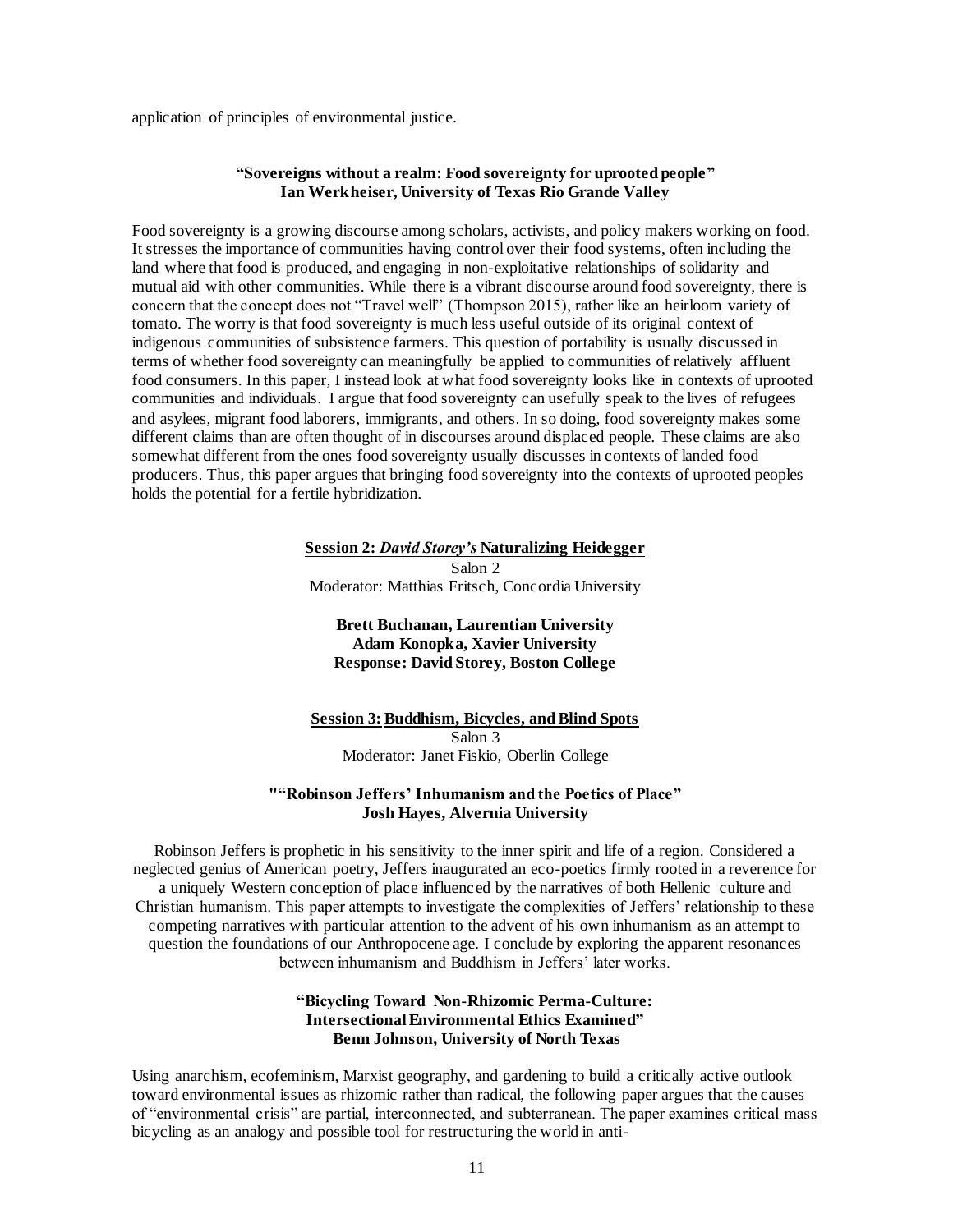application of principles of environmental justice.

**"Sovereigns without a realm: Food sovereignty for uprooted people"**
**Ian Werkheiser, University of Texas Rio Grande Valley**

Food sovereignty is a growing discourse among scholars, activists, and policy makers working on food. It stresses the importance of communities having control over their food systems, often including the land where that food is produced, and engaging in non-exploitative relationships of solidarity and mutual aid with other communities. While there is a vibrant discourse around food sovereignty, there is concern that the concept does not "Travel well" (Thompson 2015), rather like an heirloom variety of tomato. The worry is that food sovereignty is much less useful outside of its original context of indigenous communities of subsistence farmers. This question of portability is usually discussed in terms of whether food sovereignty can meaningfully be applied to communities of relatively affluent food consumers. In this paper, I instead look at what food sovereignty looks like in contexts of uprooted communities and individuals. I argue that food sovereignty can usefully speak to the lives of refugees and asylees, migrant food laborers, immigrants, and others. In so doing, food sovereignty makes some different claims than are often thought of in discourses around displaced people. These claims are also somewhat different from the ones food sovereignty usually discusses in contexts of landed food producers. Thus, this paper argues that bringing food sovereignty into the contexts of uprooted peoples holds the potential for a fertile hybridization.

## Session 2: *David Storey's* Naturalizing Heidegger

Salon 2
Moderator: Matthias Fritsch, Concordia University

**Brett Buchanan, Laurentian University**
**Adam Konopka, Xavier University**
**Response: David Storey, Boston College**

## Session 3: Buddhism, Bicycles, and Blind Spots

Salon 3
Moderator: Janet Fiskio, Oberlin College

**""Robinson Jeffers' Inhumanism and the Poetics of Place"**
**Josh Hayes, Alvernia University**

Robinson Jeffers is prophetic in his sensitivity to the inner spirit and life of a region. Considered a neglected genius of American poetry, Jeffers inaugurated an eco-poetics firmly rooted in a reverence for a uniquely Western conception of place influenced by the narratives of both Hellenic culture and Christian humanism. This paper attempts to investigate the complexities of Jeffers' relationship to these competing narratives with particular attention to the advent of his own inhumanism as an attempt to question the foundations of our Anthropocene age. I conclude by exploring the apparent resonances between inhumanism and Buddhism in Jeffers' later works.

**"Bicycling Toward Non-Rhizomic Perma-Culture:**
**Intersectional Environmental Ethics Examined"**
**Benn Johnson, University of North Texas**

Using anarchism, ecofeminism, Marxist geography, and gardening to build a critically active outlook toward environmental issues as rhizomic rather than radical, the following paper argues that the causes of "environmental crisis" are partial, interconnected, and subterranean. The paper examines critical mass bicycling as an analogy and possible tool for restructuring the world in anti-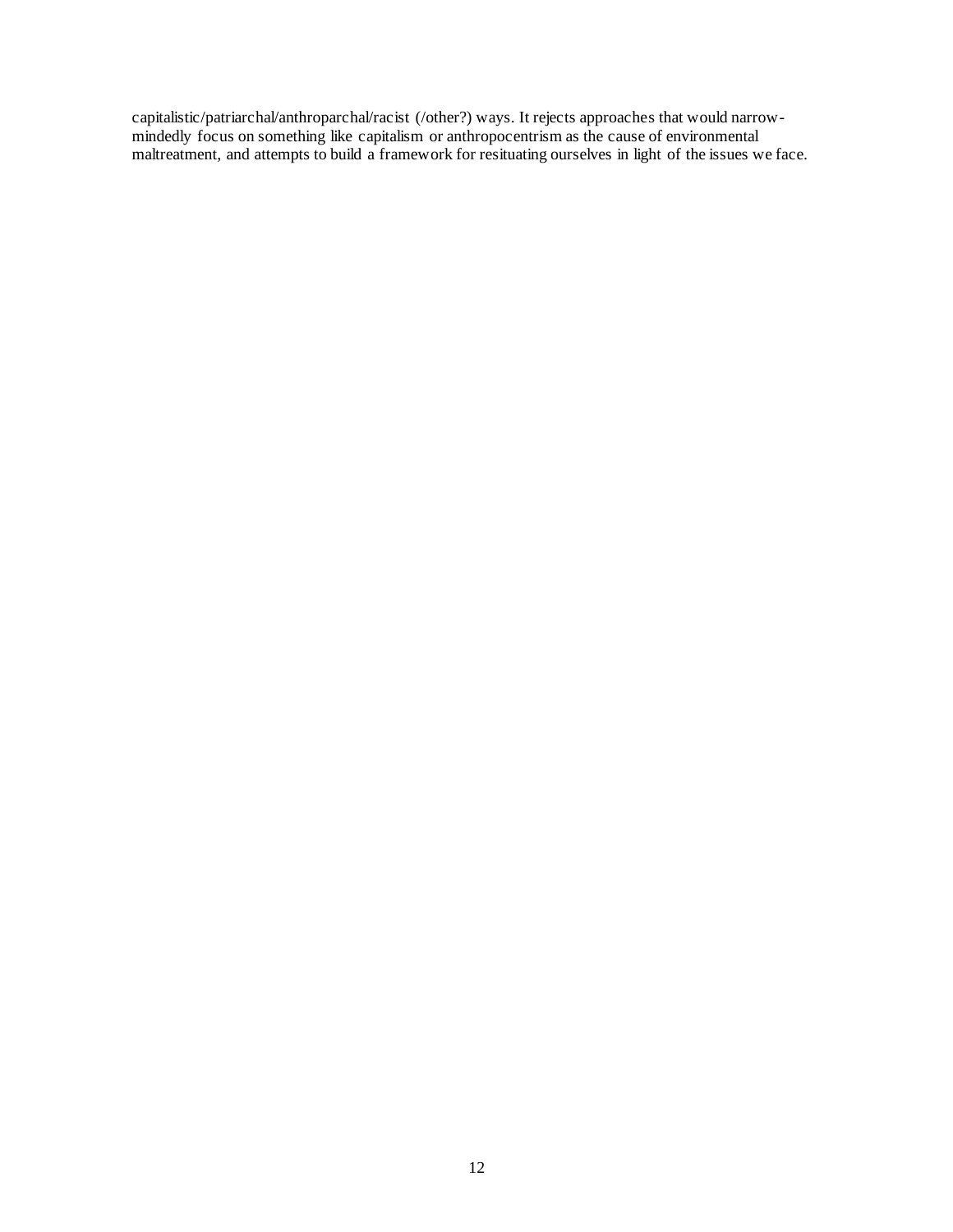capitalistic/patriarchal/anthroparchal/racist (/other?) ways. It rejects approaches that would narrow-mindedly focus on something like capitalism or anthropocentrism as the cause of environmental maltreatment, and attempts to build a framework for resituating ourselves in light of the issues we face.